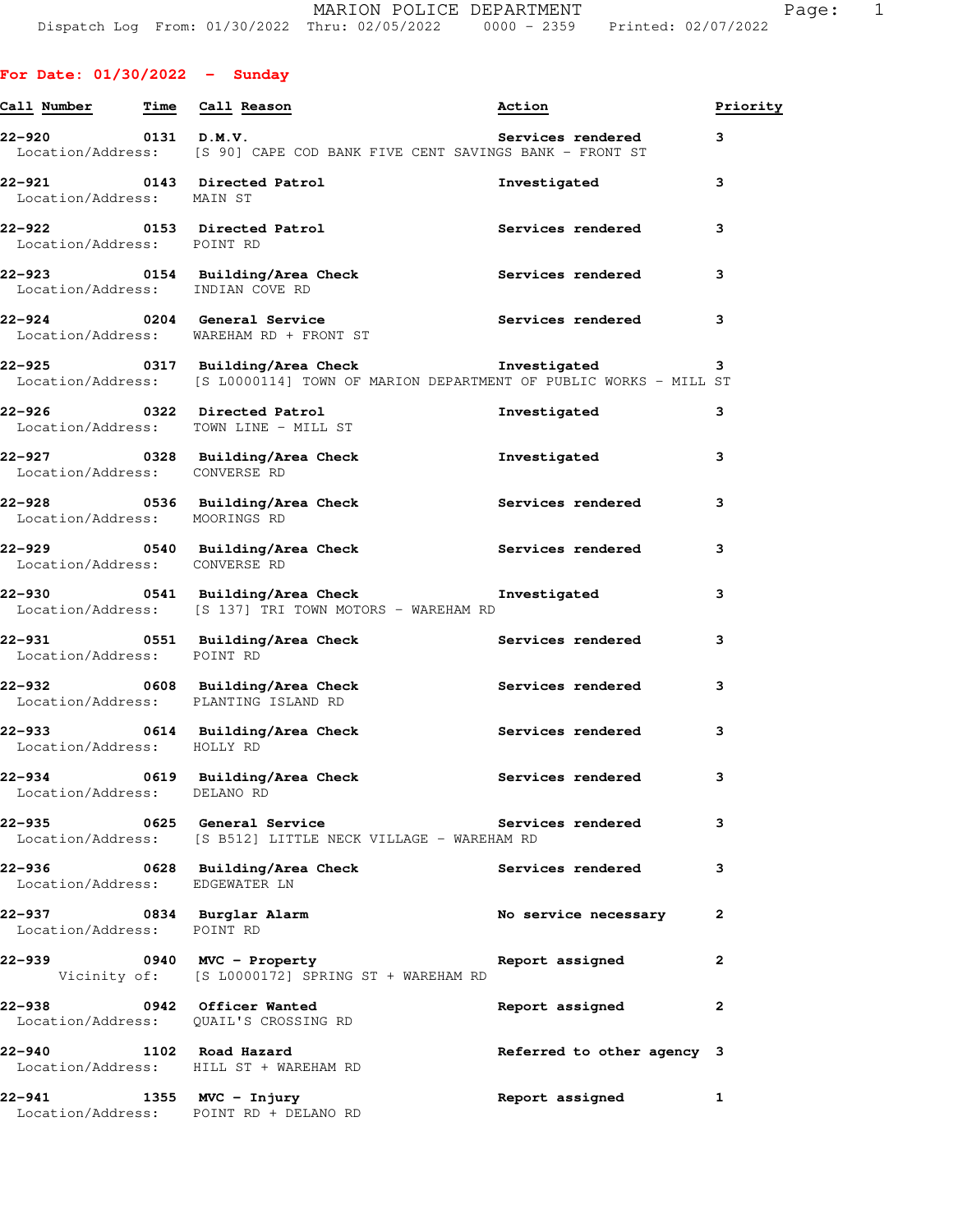# MARION POLICE DEPARTMENT

Dispatch Log From: 01/30/2022 Thru: 02/05/2022 0000 - 2359 Printed: 02/07/2022

## For Date: 01/30/2022 - Sunday

| Call Number | Time | Call Reason | Action | Priority |
|---|---|---|---|---|
| 22-920 | 0131 | D.M.V. | Services rendered | 3 |
| Location/Address: | | [S 90] CAPE COD BANK FIVE CENT SAVINGS BANK - FRONT ST | | |
| 22-921 | 0143 | Directed Patrol | Investigated | 3 |
| Location/Address: | | MAIN ST | | |
| 22-922 | 0153 | Directed Patrol | Services rendered | 3 |
| Location/Address: | | POINT RD | | |
| 22-923 | 0154 | Building/Area Check | Services rendered | 3 |
| Location/Address: | | INDIAN COVE RD | | |
| 22-924 | 0204 | General Service | Services rendered | 3 |
| Location/Address: | | WAREHAM RD + FRONT ST | | |
| 22-925 | 0317 | Building/Area Check | Investigated | 3 |
| Location/Address: | | [S L0000114] TOWN OF MARION DEPARTMENT OF PUBLIC WORKS - MILL ST | | |
| 22-926 | 0322 | Directed Patrol | Investigated | 3 |
| Location/Address: | | TOWN LINE - MILL ST | | |
| 22-927 | 0328 | Building/Area Check | Investigated | 3 |
| Location/Address: | | CONVERSE RD | | |
| 22-928 | 0536 | Building/Area Check | Services rendered | 3 |
| Location/Address: | | MOORINGS RD | | |
| 22-929 | 0540 | Building/Area Check | Services rendered | 3 |
| Location/Address: | | CONVERSE RD | | |
| 22-930 | 0541 | Building/Area Check | Investigated | 3 |
| Location/Address: | | [S 137] TRI TOWN MOTORS - WAREHAM RD | | |
| 22-931 | 0551 | Building/Area Check | Services rendered | 3 |
| Location/Address: | | POINT RD | | |
| 22-932 | 0608 | Building/Area Check | Services rendered | 3 |
| Location/Address: | | PLANTING ISLAND RD | | |
| 22-933 | 0614 | Building/Area Check | Services rendered | 3 |
| Location/Address: | | HOLLY RD | | |
| 22-934 | 0619 | Building/Area Check | Services rendered | 3 |
| Location/Address: | | DELANO RD | | |
| 22-935 | 0625 | General Service | Services rendered | 3 |
| Location/Address: | | [S B512] LITTLE NECK VILLAGE - WAREHAM RD | | |
| 22-936 | 0628 | Building/Area Check | Services rendered | 3 |
| Location/Address: | | EDGEWATER LN | | |
| 22-937 | 0834 | Burglar Alarm | No service necessary | 2 |
| Location/Address: | | POINT RD | | |
| 22-939 | 0940 | MVC - Property | Report assigned | 2 |
| Vicinity of: | | [S L0000172] SPRING ST + WAREHAM RD | | |
| 22-938 | 0942 | Officer Wanted | Report assigned | 2 |
| Location/Address: | | QUAIL'S CROSSING RD | | |
| 22-940 | 1102 | Road Hazard | Referred to other agency | 3 |
| Location/Address: | | HILL ST + WAREHAM RD | | |
| 22-941 | 1355 | MVC - Injury | Report assigned | 1 |
| Location/Address: | | POINT RD + DELANO RD | | |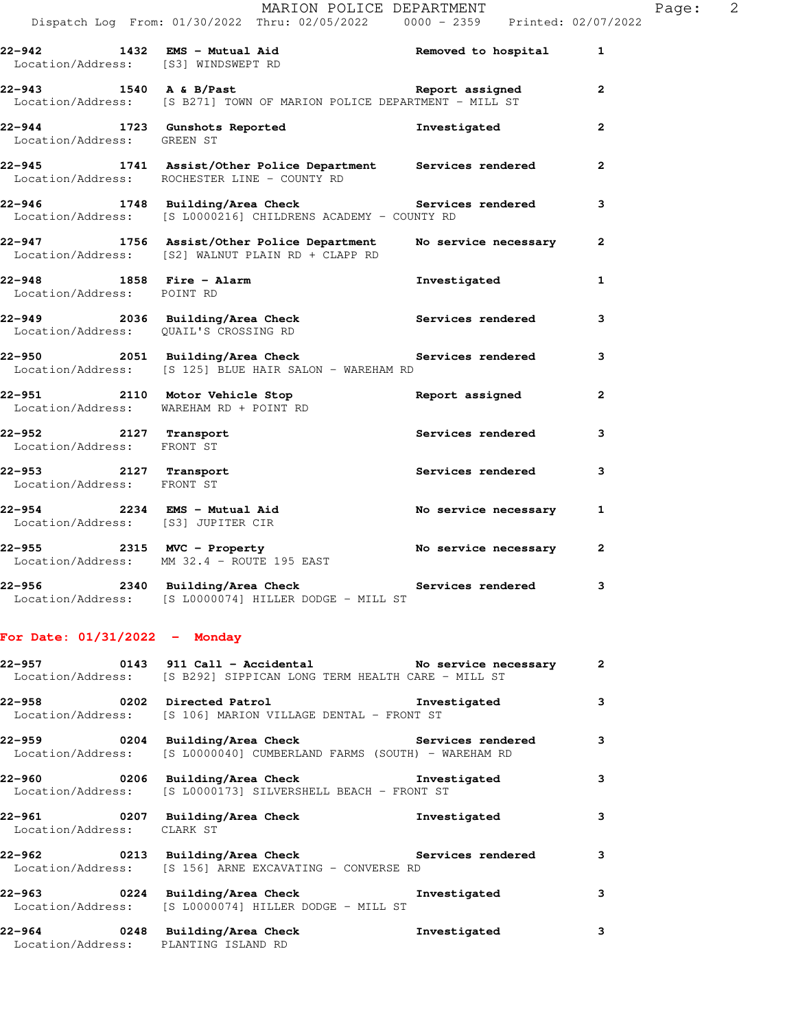22-942 1432 **EMS - Mutual Aid** Removed to hospital 1
Location/Address: [S3] WINDSWEPT RD

22-943 1540 **A & B/Past** Report assigned 2
Location/Address: [S B271] TOWN OF MARION POLICE DEPARTMENT - MILL ST

22-944 1723 **Gunshots Reported** Investigated 2
Location/Address: GREEN ST

22-945 1741 **Assist/Other Police Department** Services rendered 2
Location/Address: ROCHESTER LINE - COUNTY RD

22-946 1748 **Building/Area Check** Services rendered 3
Location/Address: [S L0000216] CHILDRENS ACADEMY - COUNTY RD

22-947 1756 **Assist/Other Police Department** No service necessary 2
Location/Address: [S2] WALNUT PLAIN RD + CLAPP RD

22-948 1858 **Fire - Alarm** Investigated 1
Location/Address: POINT RD

22-949 2036 **Building/Area Check** Services rendered 3
Location/Address: QUAIL'S CROSSING RD

22-950 2051 **Building/Area Check** Services rendered 3
Location/Address: [S 125] BLUE HAIR SALON - WAREHAM RD

22-951 2110 **Motor Vehicle Stop** Report assigned 2
Location/Address: WAREHAM RD + POINT RD

22-952 2127 **Transport** Services rendered 3
Location/Address: FRONT ST

22-953 2127 **Transport** Services rendered 3
Location/Address: FRONT ST

22-954 2234 **EMS - Mutual Aid** No service necessary 1
Location/Address: [S3] JUPITER CIR

22-955 2315 **MVC - Property** No service necessary 2
Location/Address: MM 32.4 - ROUTE 195 EAST

22-956 2340 **Building/Area Check** Services rendered 3
Location/Address: [S L0000074] HILLER DODGE - MILL ST

## For Date: 01/31/2022 - Monday

22-957 0143 **911 Call - Accidental** No service necessary 2
Location/Address: [S B292] SIPPICAN LONG TERM HEALTH CARE - MILL ST

22-958 0202 **Directed Patrol** Investigated 3
Location/Address: [S 106] MARION VILLAGE DENTAL - FRONT ST

22-959 0204 **Building/Area Check** Services rendered 3
Location/Address: [S L0000040] CUMBERLAND FARMS (SOUTH) - WAREHAM RD

22-960 0206 **Building/Area Check** Investigated 3
Location/Address: [S L0000173] SILVERSHELL BEACH - FRONT ST

22-961 0207 **Building/Area Check** Investigated 3
Location/Address: CLARK ST

22-962 0213 **Building/Area Check** Services rendered 3
Location/Address: [S 156] ARNE EXCAVATING - CONVERSE RD

22-963 0224 **Building/Area Check** Investigated 3
Location/Address: [S L0000074] HILLER DODGE - MILL ST

22-964 0248 **Building/Area Check** Investigated 3
Location/Address: PLANTING ISLAND RD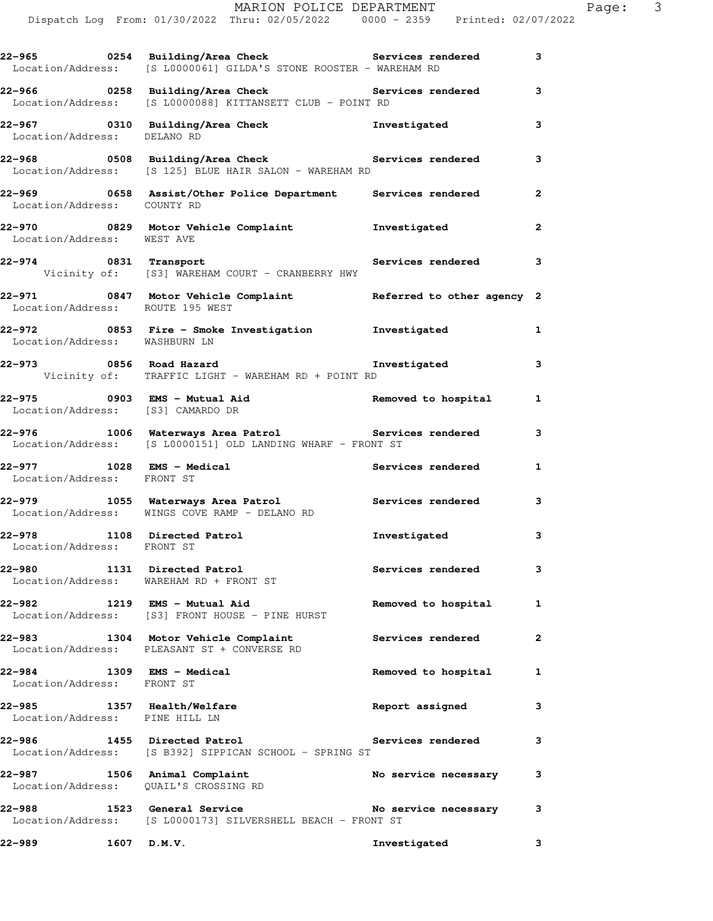22-965 0254 Building/Area Check Services rendered 3
Location/Address: [S L0000061] GILDA'S STONE ROOSTER - WAREHAM RD

22-966 0258 Building/Area Check Services rendered 3
Location/Address: [S L0000088] KITTANSETT CLUB - POINT RD

22-967 0310 Building/Area Check Investigated 3
Location/Address: DELANO RD

22-968 0508 Building/Area Check Services rendered 3
Location/Address: [S 125] BLUE HAIR SALON - WAREHAM RD

22-969 0658 Assist/Other Police Department Services rendered 2
Location/Address: COUNTY RD

22-970 0829 Motor Vehicle Complaint Investigated 2
Location/Address: WEST AVE

22-974 0831 Transport Services rendered 3
Vicinity of: [S3] WAREHAM COURT - CRANBERRY HWY

22-971 0847 Motor Vehicle Complaint Referred to other agency 2
Location/Address: ROUTE 195 WEST

22-972 0853 Fire - Smoke Investigation Investigated 1
Location/Address: WASHBURN LN

22-973 0856 Road Hazard Investigated 3
Vicinity of: TRAFFIC LIGHT - WAREHAM RD + POINT RD

22-975 0903 EMS - Mutual Aid Removed to hospital 1
Location/Address: [S3] CAMARDO DR

22-976 1006 Waterways Area Patrol Services rendered 3
Location/Address: [S L0000151] OLD LANDING WHARF - FRONT ST

22-977 1028 EMS - Medical Services rendered 1
Location/Address: FRONT ST

22-979 1055 Waterways Area Patrol Services rendered 3
Location/Address: WINGS COVE RAMP - DELANO RD

22-978 1108 Directed Patrol Investigated 3
Location/Address: FRONT ST

22-980 1131 Directed Patrol Services rendered 3
Location/Address: WAREHAM RD + FRONT ST

22-982 1219 EMS - Mutual Aid Removed to hospital 1
Location/Address: [S3] FRONT HOUSE - PINE HURST

22-983 1304 Motor Vehicle Complaint Services rendered 2
Location/Address: PLEASANT ST + CONVERSE RD

22-984 1309 EMS - Medical Removed to hospital 1
Location/Address: FRONT ST

22-985 1357 Health/Welfare Report assigned 3
Location/Address: PINE HILL LN

22-986 1455 Directed Patrol Services rendered 3
Location/Address: [S B392] SIPPICAN SCHOOL - SPRING ST

22-987 1506 Animal Complaint No service necessary 3
Location/Address: QUAIL'S CROSSING RD

22-988 1523 General Service No service necessary 3
Location/Address: [S L0000173] SILVERSHELL BEACH - FRONT ST

22-989 1607 D.M.V. Investigated 3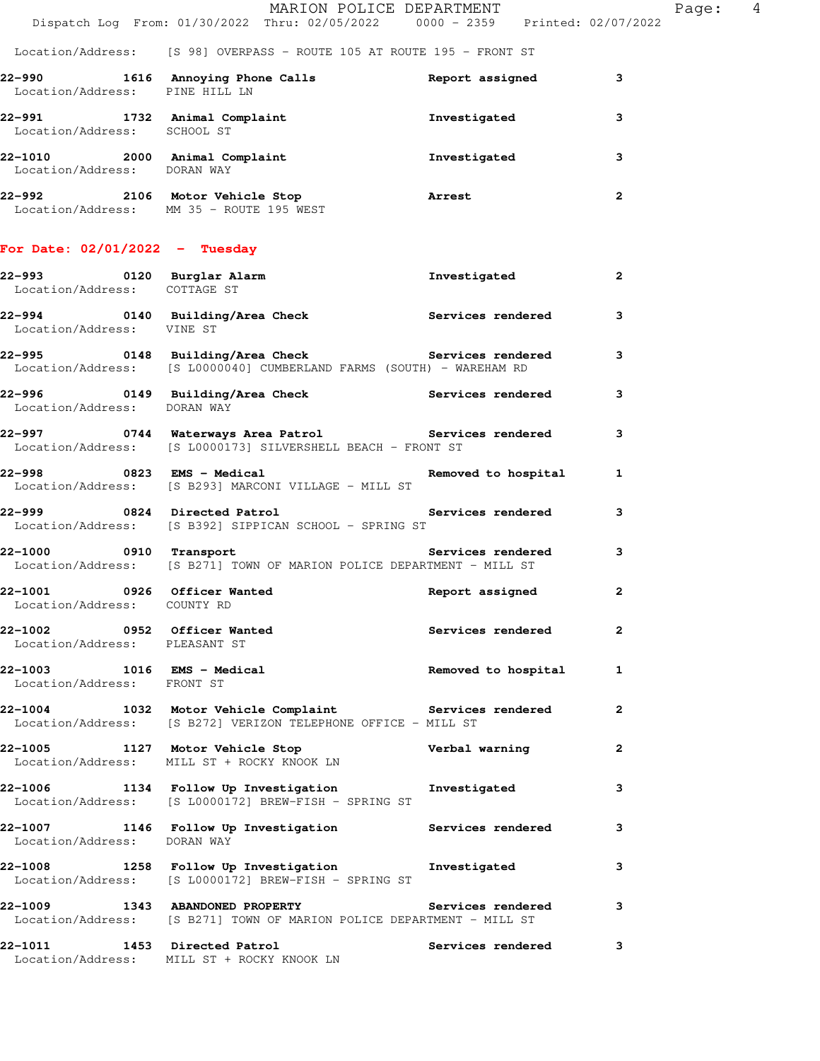Location/Address: [S 98] OVERPASS - ROUTE 105 AT ROUTE 195 - FRONT ST

**22-990** 1616 **Annoying Phone Calls** Report assigned 3
Location/Address: PINE HILL LN

**22-991** 1732 **Animal Complaint** Investigated 3
Location/Address: SCHOOL ST

**22-1010** 2000 **Animal Complaint** Investigated 3
Location/Address: DORAN WAY

**22-992** 2106 **Motor Vehicle Stop** Arrest 2
Location/Address: MM 35 - ROUTE 195 WEST

## For Date: 02/01/2022 - Tuesday

**22-993** 0120 **Burglar Alarm** Investigated 2
Location/Address: COTTAGE ST

**22-994** 0140 **Building/Area Check** Services rendered 3
Location/Address: VINE ST

**22-995** 0148 **Building/Area Check** Services rendered 3
Location/Address: [S L0000040] CUMBERLAND FARMS (SOUTH) - WAREHAM RD

**22-996** 0149 **Building/Area Check** Services rendered 3
Location/Address: DORAN WAY

**22-997** 0744 **Waterways Area Patrol** Services rendered 3
Location/Address: [S L0000173] SILVERSHELL BEACH - FRONT ST

**22-998** 0823 **EMS - Medical** Removed to hospital 1
Location/Address: [S B293] MARCONI VILLAGE - MILL ST

**22-999** 0824 **Directed Patrol** Services rendered 3
Location/Address: [S B392] SIPPICAN SCHOOL - SPRING ST

**22-1000** 0910 **Transport** Services rendered 3
Location/Address: [S B271] TOWN OF MARION POLICE DEPARTMENT - MILL ST

**22-1001** 0926 **Officer Wanted** Report assigned 2
Location/Address: COUNTY RD

**22-1002** 0952 **Officer Wanted** Services rendered 2
Location/Address: PLEASANT ST

**22-1003** 1016 **EMS - Medical** Removed to hospital 1
Location/Address: FRONT ST

**22-1004** 1032 **Motor Vehicle Complaint** Services rendered 2
Location/Address: [S B272] VERIZON TELEPHONE OFFICE - MILL ST

**22-1005** 1127 **Motor Vehicle Stop** Verbal warning 2
Location/Address: MILL ST + ROCKY KNOOK LN

**22-1006** 1134 **Follow Up Investigation** Investigated 3
Location/Address: [S L0000172] BREW-FISH - SPRING ST

**22-1007** 1146 **Follow Up Investigation** Services rendered 3
Location/Address: DORAN WAY

**22-1008** 1258 **Follow Up Investigation** Investigated 3
Location/Address: [S L0000172] BREW-FISH - SPRING ST

**22-1009** 1343 **ABANDONED PROPERTY** Services rendered 3
Location/Address: [S B271] TOWN OF MARION POLICE DEPARTMENT - MILL ST

**22-1011** 1453 **Directed Patrol** Services rendered 3
Location/Address: MILL ST + ROCKY KNOOK LN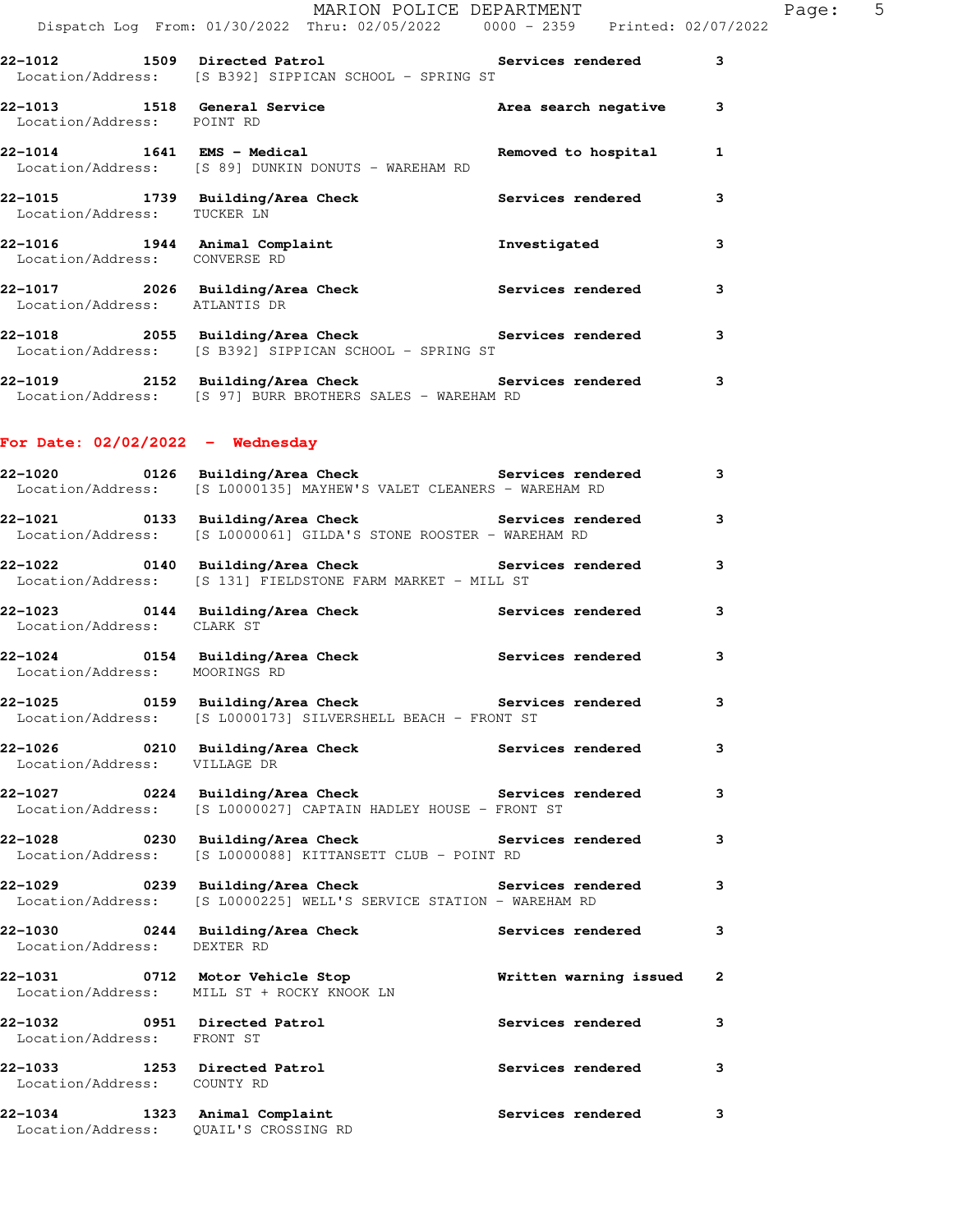22-1012 1509 **Directed Patrol** Services rendered 3
Location/Address: [S B392] SIPPICAN SCHOOL - SPRING ST

22-1013 1518 **General Service** Area search negative 3
Location/Address: POINT RD

22-1014 1641 **EMS - Medical** Removed to hospital 1
Location/Address: [S 89] DUNKIN DONUTS - WAREHAM RD

22-1015 1739 **Building/Area Check** Services rendered 3
Location/Address: TUCKER LN

22-1016 1944 **Animal Complaint** Investigated 3
Location/Address: CONVERSE RD

22-1017 2026 **Building/Area Check** Services rendered 3
Location/Address: ATLANTIS DR

22-1018 2055 **Building/Area Check** Services rendered 3
Location/Address: [S B392] SIPPICAN SCHOOL - SPRING ST

22-1019 2152 **Building/Area Check** Services rendered 3
Location/Address: [S 97] BURR BROTHERS SALES - WAREHAM RD

## For Date: 02/02/2022 - Wednesday

22-1020 0126 **Building/Area Check** Services rendered 3
Location/Address: [S L0000135] MAYHEW'S VALET CLEANERS - WAREHAM RD

22-1021 0133 **Building/Area Check** Services rendered 3
Location/Address: [S L0000061] GILDA'S STONE ROOSTER - WAREHAM RD

22-1022 0140 **Building/Area Check** Services rendered 3
Location/Address: [S 131] FIELDSTONE FARM MARKET - MILL ST

22-1023 0144 **Building/Area Check** Services rendered 3
Location/Address: CLARK ST

22-1024 0154 **Building/Area Check** Services rendered 3
Location/Address: MOORINGS RD

22-1025 0159 **Building/Area Check** Services rendered 3
Location/Address: [S L0000173] SILVERSHELL BEACH - FRONT ST

22-1026 0210 **Building/Area Check** Services rendered 3
Location/Address: VILLAGE DR

22-1027 0224 **Building/Area Check** Services rendered 3
Location/Address: [S L0000027] CAPTAIN HADLEY HOUSE - FRONT ST

22-1028 0230 **Building/Area Check** Services rendered 3
Location/Address: [S L0000088] KITTANSETT CLUB - POINT RD

22-1029 0239 **Building/Area Check** Services rendered 3
Location/Address: [S L0000225] WELL'S SERVICE STATION - WAREHAM RD

22-1030 0244 **Building/Area Check** Services rendered 3
Location/Address: DEXTER RD

22-1031 0712 **Motor Vehicle Stop** Written warning issued 2
Location/Address: MILL ST + ROCKY KNOOK LN

22-1032 0951 **Directed Patrol** Services rendered 3
Location/Address: FRONT ST

22-1033 1253 **Directed Patrol** Services rendered 3
Location/Address: COUNTY RD

22-1034 1323 **Animal Complaint** Services rendered 3
Location/Address: QUAIL'S CROSSING RD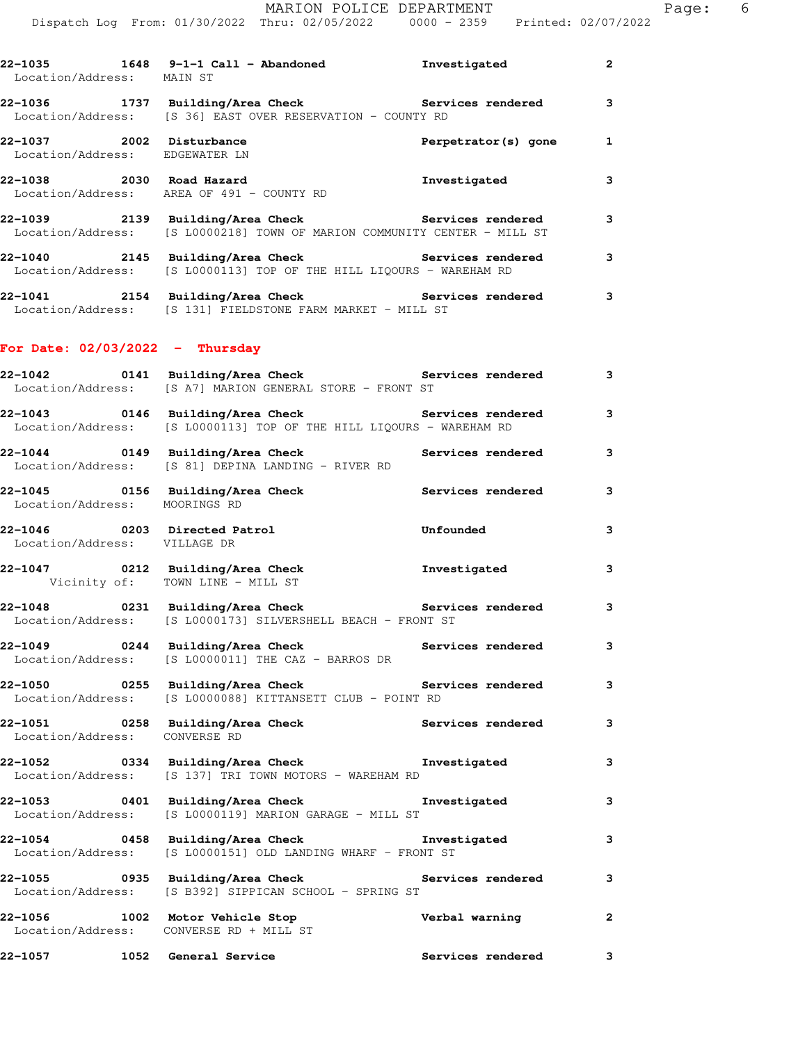22-1035 1648 9-1-1 Call - Abandoned Investigated 2
Location/Address: MAIN ST

22-1036 1737 Building/Area Check Services rendered 3
Location/Address: [S 36] EAST OVER RESERVATION - COUNTY RD

22-1037 2002 Disturbance Perpetrator(s) gone 1
Location/Address: EDGEWATER LN

22-1038 2030 Road Hazard Investigated 3
Location/Address: AREA OF 491 - COUNTY RD

22-1039 2139 Building/Area Check Services rendered 3
Location/Address: [S L0000218] TOWN OF MARION COMMUNITY CENTER - MILL ST

22-1040 2145 Building/Area Check Services rendered 3
Location/Address: [S L0000113] TOP OF THE HILL LIQOURS - WAREHAM RD

22-1041 2154 Building/Area Check Services rendered 3
Location/Address: [S 131] FIELDSTONE FARM MARKET - MILL ST

## For Date: 02/03/2022 - Thursday

22-1042 0141 Building/Area Check Services rendered 3
Location/Address: [S A7] MARION GENERAL STORE - FRONT ST

22-1043 0146 Building/Area Check Services rendered 3
Location/Address: [S L0000113] TOP OF THE HILL LIQOURS - WAREHAM RD

22-1044 0149 Building/Area Check Services rendered 3
Location/Address: [S 81] DEPINA LANDING - RIVER RD

22-1045 0156 Building/Area Check Services rendered 3
Location/Address: MOORINGS RD

22-1046 0203 Directed Patrol Unfounded 3
Location/Address: VILLAGE DR

22-1047 0212 Building/Area Check Investigated 3
Vicinity of: TOWN LINE - MILL ST

22-1048 0231 Building/Area Check Services rendered 3
Location/Address: [S L0000173] SILVERSHELL BEACH - FRONT ST

22-1049 0244 Building/Area Check Services rendered 3
Location/Address: [S L0000011] THE CAZ - BARROS DR

22-1050 0255 Building/Area Check Services rendered 3
Location/Address: [S L0000088] KITTANSETT CLUB - POINT RD

22-1051 0258 Building/Area Check Services rendered 3
Location/Address: CONVERSE RD

22-1052 0334 Building/Area Check Investigated 3
Location/Address: [S 137] TRI TOWN MOTORS - WAREHAM RD

22-1053 0401 Building/Area Check Investigated 3
Location/Address: [S L0000119] MARION GARAGE - MILL ST

22-1054 0458 Building/Area Check Investigated 3
Location/Address: [S L0000151] OLD LANDING WHARF - FRONT ST

22-1055 0935 Building/Area Check Services rendered 3
Location/Address: [S B392] SIPPICAN SCHOOL - SPRING ST

22-1056 1002 Motor Vehicle Stop Verbal warning 2
Location/Address: CONVERSE RD + MILL ST

22-1057 1052 General Service Services rendered 3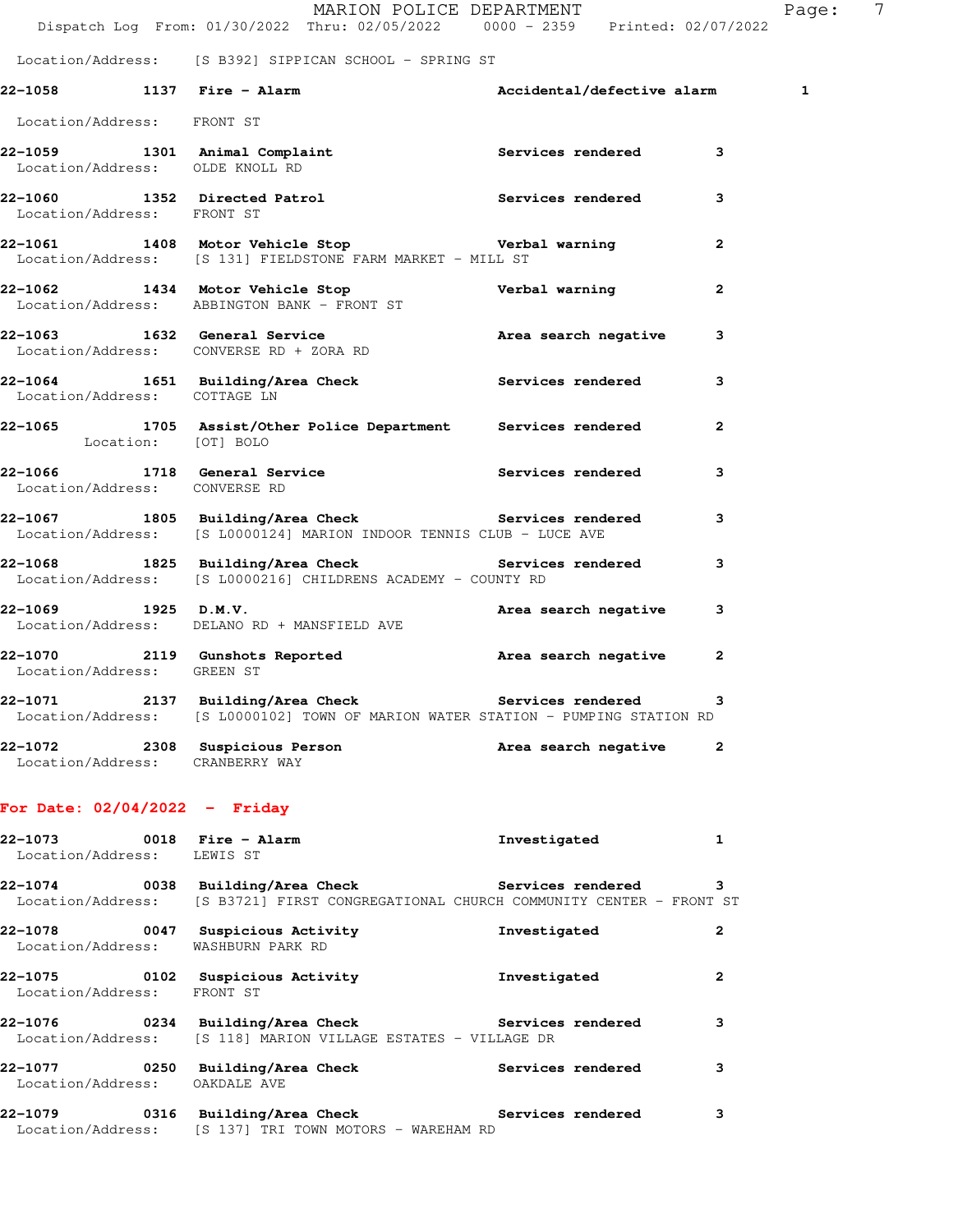Location/Address: [S B392] SIPPICAN SCHOOL - SPRING ST

**22-1058 1137 Fire - Alarm** Accidental/defective alarm 1
Location/Address: FRONT ST

**22-1059 1301 Animal Complaint** Services rendered 3
Location/Address: OLDE KNOLL RD

**22-1060 1352 Directed Patrol** Services rendered 3
Location/Address: FRONT ST

**22-1061 1408 Motor Vehicle Stop** Verbal warning 2
Location/Address: [S 131] FIELDSTONE FARM MARKET - MILL ST

**22-1062 1434 Motor Vehicle Stop** Verbal warning 2
Location/Address: ABBINGTON BANK - FRONT ST

**22-1063 1632 General Service** Area search negative 3
Location/Address: CONVERSE RD + ZORA RD

**22-1064 1651 Building/Area Check** Services rendered 3
Location/Address: COTTAGE LN

**22-1065 1705 Assist/Other Police Department** Services rendered 2
Location: [OT] BOLO

**22-1066 1718 General Service** Services rendered 3
Location/Address: CONVERSE RD

**22-1067 1805 Building/Area Check** Services rendered 3
Location/Address: [S L0000124] MARION INDOOR TENNIS CLUB - LUCE AVE

**22-1068 1825 Building/Area Check** Services rendered 3
Location/Address: [S L0000216] CHILDRENS ACADEMY - COUNTY RD

**22-1069 1925 D.M.V.** Area search negative 3
Location/Address: DELANO RD + MANSFIELD AVE

**22-1070 2119 Gunshots Reported** Area search negative 2
Location/Address: GREEN ST

**22-1071 2137 Building/Area Check** Services rendered 3
Location/Address: [S L0000102] TOWN OF MARION WATER STATION - PUMPING STATION RD

**22-1072 2308 Suspicious Person** Area search negative 2
Location/Address: CRANBERRY WAY

## For Date: 02/04/2022 - Friday

**22-1073 0018 Fire - Alarm** Investigated 1
Location/Address: LEWIS ST

**22-1074 0038 Building/Area Check** Services rendered 3
Location/Address: [S B3721] FIRST CONGREGATIONAL CHURCH COMMUNITY CENTER - FRONT ST

**22-1078 0047 Suspicious Activity** Investigated 2
Location/Address: WASHBURN PARK RD

**22-1075 0102 Suspicious Activity** Investigated 2
Location/Address: FRONT ST

**22-1076 0234 Building/Area Check** Services rendered 3
Location/Address: [S 118] MARION VILLAGE ESTATES - VILLAGE DR

**22-1077 0250 Building/Area Check** Services rendered 3
Location/Address: OAKDALE AVE

**22-1079 0316 Building/Area Check** Services rendered 3
Location/Address: [S 137] TRI TOWN MOTORS - WAREHAM RD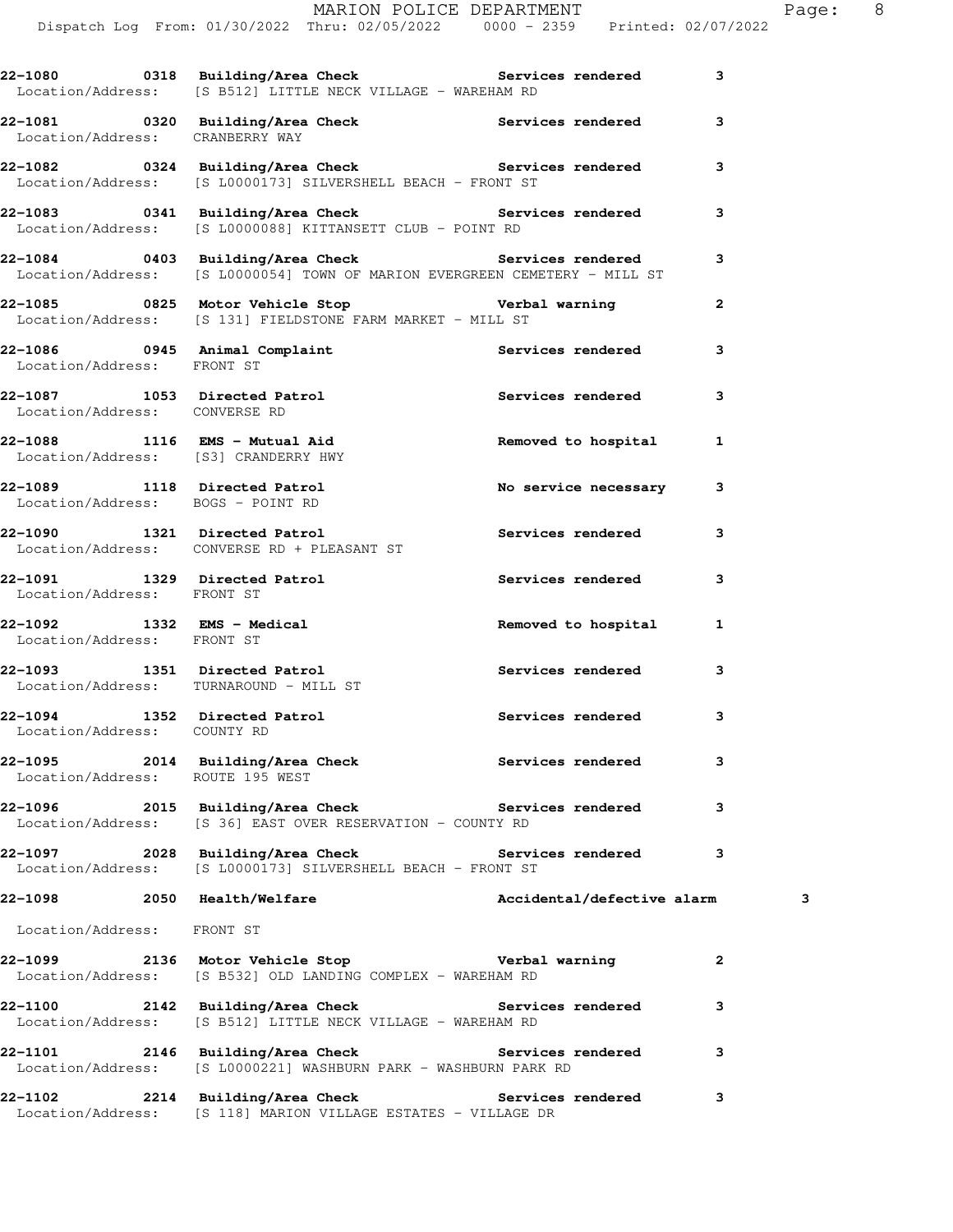22-1080 0318 Building/Area Check Services rendered 3
Location/Address: [S B512] LITTLE NECK VILLAGE - WAREHAM RD

22-1081 0320 Building/Area Check Services rendered 3
Location/Address: CRANBERRY WAY

22-1082 0324 Building/Area Check Services rendered 3
Location/Address: [S L0000173] SILVERSHELL BEACH - FRONT ST

22-1083 0341 Building/Area Check Services rendered 3
Location/Address: [S L0000088] KITTANSETT CLUB - POINT RD

22-1084 0403 Building/Area Check Services rendered 3
Location/Address: [S L0000054] TOWN OF MARION EVERGREEN CEMETERY - MILL ST

22-1085 0825 Motor Vehicle Stop Verbal warning 2
Location/Address: [S 131] FIELDSTONE FARM MARKET - MILL ST

22-1086 0945 Animal Complaint Services rendered 3
Location/Address: FRONT ST

22-1087 1053 Directed Patrol Services rendered 3
Location/Address: CONVERSE RD

22-1088 1116 EMS - Mutual Aid Removed to hospital 1
Location/Address: [S3] CRANDERRY HWY

22-1089 1118 Directed Patrol No service necessary 3
Location/Address: BOGS - POINT RD

22-1090 1321 Directed Patrol Services rendered 3
Location/Address: CONVERSE RD + PLEASANT ST

22-1091 1329 Directed Patrol Services rendered 3
Location/Address: FRONT ST

22-1092 1332 EMS - Medical Removed to hospital 1
Location/Address: FRONT ST

22-1093 1351 Directed Patrol Services rendered 3
Location/Address: TURNAROUND - MILL ST

22-1094 1352 Directed Patrol Services rendered 3
Location/Address: COUNTY RD

22-1095 2014 Building/Area Check Services rendered 3
Location/Address: ROUTE 195 WEST

22-1096 2015 Building/Area Check Services rendered 3
Location/Address: [S 36] EAST OVER RESERVATION - COUNTY RD

22-1097 2028 Building/Area Check Services rendered 3
Location/Address: [S L0000173] SILVERSHELL BEACH - FRONT ST

22-1098 2050 Health/Welfare Accidental/defective alarm 3
Location/Address: FRONT ST

22-1099 2136 Motor Vehicle Stop Verbal warning 2
Location/Address: [S B532] OLD LANDING COMPLEX - WAREHAM RD

22-1100 2142 Building/Area Check Services rendered 3
Location/Address: [S B512] LITTLE NECK VILLAGE - WAREHAM RD

22-1101 2146 Building/Area Check Services rendered 3
Location/Address: [S L0000221] WASHBURN PARK - WASHBURN PARK RD

22-1102 2214 Building/Area Check Services rendered 3
Location/Address: [S 118] MARION VILLAGE ESTATES - VILLAGE DR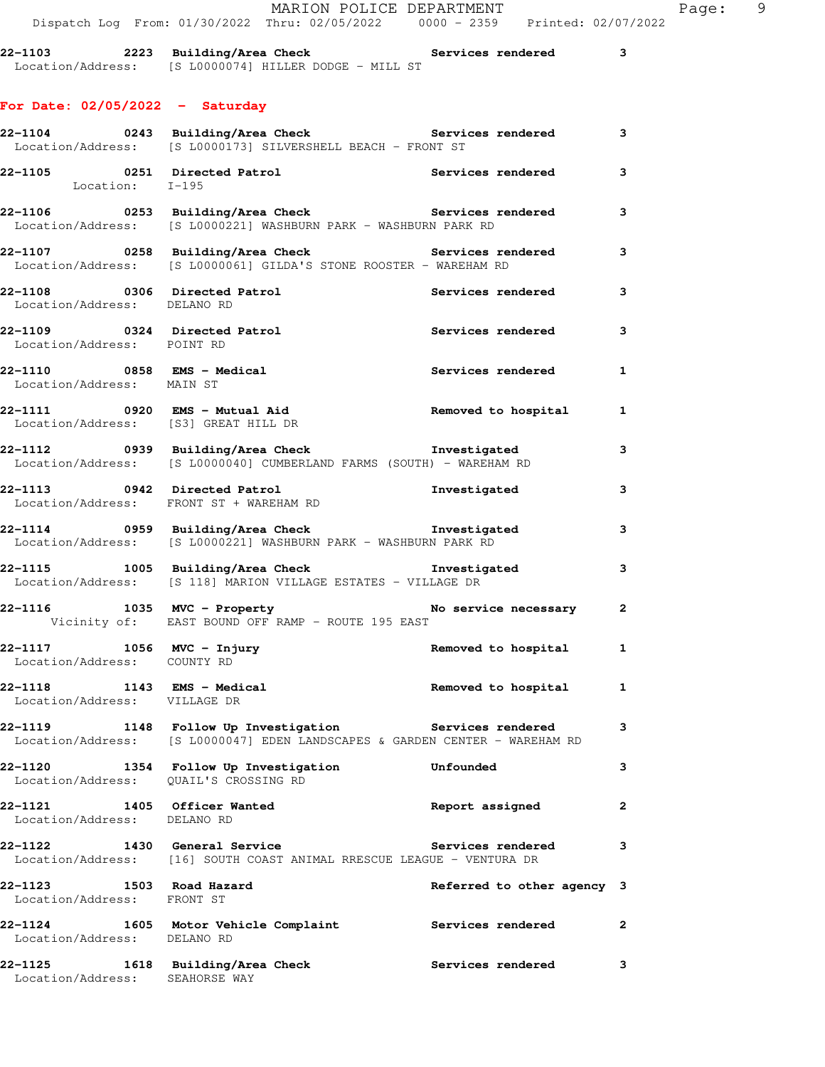22-1103 2223 Building/Area Check Services rendered 3
Location/Address: [S L0000074] HILLER DODGE - MILL ST

**For Date: 02/05/2022 - Saturday**

22-1104 0243 Building/Area Check Services rendered 3
Location/Address: [S L0000173] SILVERSHELL BEACH - FRONT ST

22-1105 0251 Directed Patrol Services rendered 3
Location: I-195

22-1106 0253 Building/Area Check Services rendered 3
Location/Address: [S L0000221] WASHBURN PARK - WASHBURN PARK RD

22-1107 0258 Building/Area Check Services rendered 3
Location/Address: [S L0000061] GILDA'S STONE ROOSTER - WAREHAM RD

22-1108 0306 Directed Patrol Services rendered 3
Location/Address: DELANO RD

22-1109 0324 Directed Patrol Services rendered 3
Location/Address: POINT RD

22-1110 0858 EMS - Medical Services rendered 1
Location/Address: MAIN ST

22-1111 0920 EMS - Mutual Aid Removed to hospital 1
Location/Address: [S3] GREAT HILL DR

22-1112 0939 Building/Area Check Investigated 3
Location/Address: [S L0000040] CUMBERLAND FARMS (SOUTH) - WAREHAM RD

22-1113 0942 Directed Patrol Investigated 3
Location/Address: FRONT ST + WAREHAM RD

22-1114 0959 Building/Area Check Investigated 3
Location/Address: [S L0000221] WASHBURN PARK - WASHBURN PARK RD

22-1115 1005 Building/Area Check Investigated 3
Location/Address: [S 118] MARION VILLAGE ESTATES - VILLAGE DR

22-1116 1035 MVC - Property No service necessary 2
Vicinity of: EAST BOUND OFF RAMP - ROUTE 195 EAST

22-1117 1056 MVC - Injury Removed to hospital 1
Location/Address: COUNTY RD

22-1118 1143 EMS - Medical Removed to hospital 1
Location/Address: VILLAGE DR

22-1119 1148 Follow Up Investigation Services rendered 3
Location/Address: [S L0000047] EDEN LANDSCAPES & GARDEN CENTER - WAREHAM RD

22-1120 1354 Follow Up Investigation Unfounded 3
Location/Address: QUAIL'S CROSSING RD

22-1121 1405 Officer Wanted Report assigned 2
Location/Address: DELANO RD

22-1122 1430 General Service Services rendered 3
Location/Address: [16] SOUTH COAST ANIMAL RRESCUE LEAGUE - VENTURA DR

22-1123 1503 Road Hazard Referred to other agency 3
Location/Address: FRONT ST

22-1124 1605 Motor Vehicle Complaint Services rendered 2
Location/Address: DELANO RD

22-1125 1618 Building/Area Check Services rendered 3
Location/Address: SEAHORSE WAY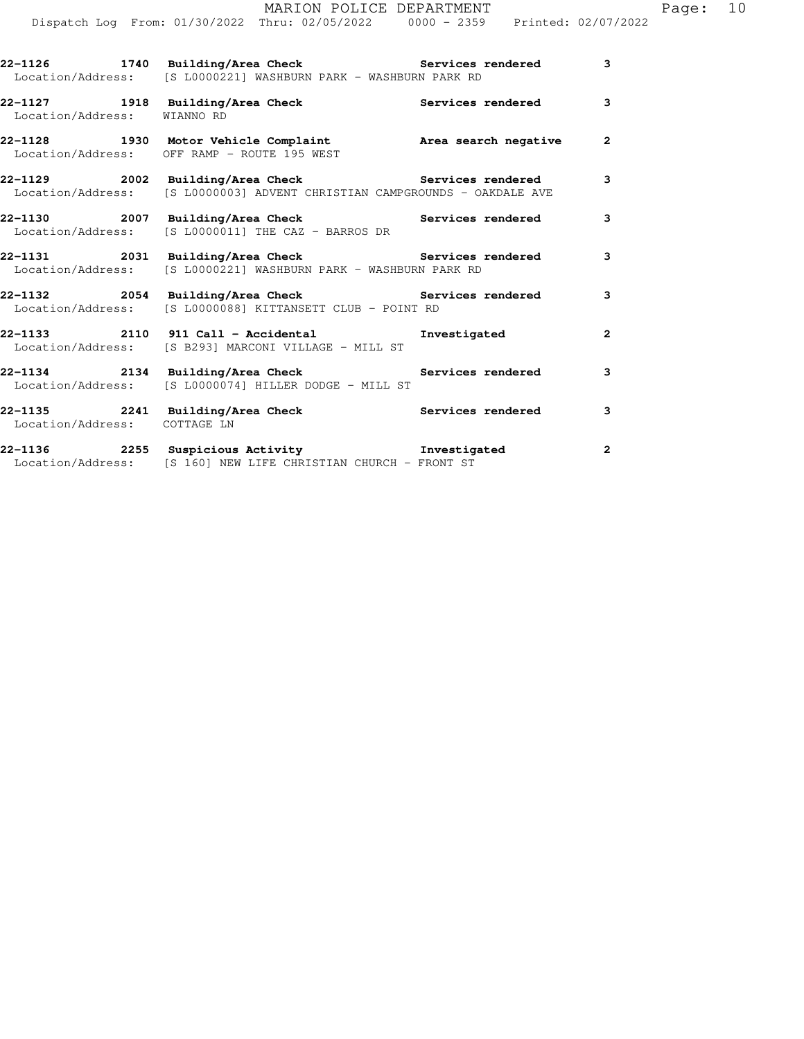**22-1126 1740 Building/Area Check Services rendered 3**
Location/Address: [S L0000221] WASHBURN PARK - WASHBURN PARK RD

**22-1127 1918 Building/Area Check Services rendered 3**
Location/Address: WIANNO RD

**22-1128 1930 Motor Vehicle Complaint Area search negative 2**
Location/Address: OFF RAMP - ROUTE 195 WEST

**22-1129 2002 Building/Area Check Services rendered 3**
Location/Address: [S L0000003] ADVENT CHRISTIAN CAMPGROUNDS - OAKDALE AVE

**22-1130 2007 Building/Area Check Services rendered 3**
Location/Address: [S L0000011] THE CAZ - BARROS DR

**22-1131 2031 Building/Area Check Services rendered 3**
Location/Address: [S L0000221] WASHBURN PARK - WASHBURN PARK RD

**22-1132 2054 Building/Area Check Services rendered 3**
Location/Address: [S L0000088] KITTANSETT CLUB - POINT RD

**22-1133 2110 911 Call - Accidental Investigated 2**
Location/Address: [S B293] MARCONI VILLAGE - MILL ST

**22-1134 2134 Building/Area Check Services rendered 3**
Location/Address: [S L0000074] HILLER DODGE - MILL ST

**22-1135 2241 Building/Area Check Services rendered 3**
Location/Address: COTTAGE LN

**22-1136 2255 Suspicious Activity Investigated 2**
Location/Address: [S 160] NEW LIFE CHRISTIAN CHURCH - FRONT ST